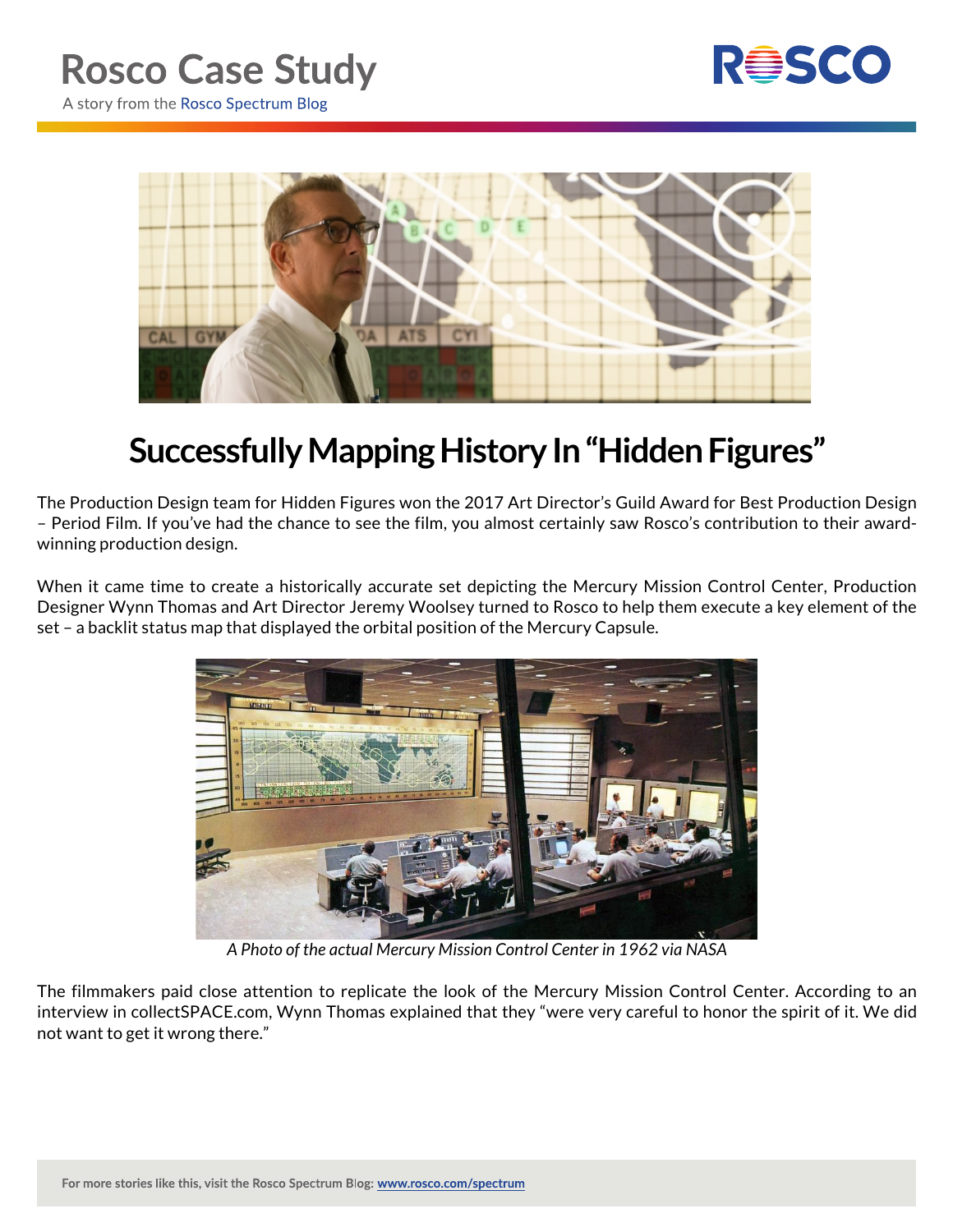# Rosco Case Study

A story from the Rosco Spectrum Blog

## Successfully Mapping History In "Hidden Figures"

The Production Design team for Hidden Figures won the 2017 Art Director's Guild Award for Best Production Design – Period Film. If you've had the chance to see the film, you almost certainly saw Rosco's contribution to their award-winning production design.

When it came time to create a historically accurate set depicting the Mercury Mission Control Center, Production Designer Wynn Thomas and Art Director Jeremy Woolsey turned to Rosco to help them execute a key element of the set – a backlit status map that displayed the orbital position of the Mercury Capsule.

*A Photo of the actual Mercury Mission Control Center in 1962 via NASA*

The filmmakers paid close attention to replicate the look of the Mercury Mission Control Center. According to an interview in collectSPACE.com, Wynn Thomas explained that they "were very careful to honor the spirit of it. We did not want to get it wrong there."

For more stories like this, visit the Rosco Spectrum Blog: www.rosco.com/spectrum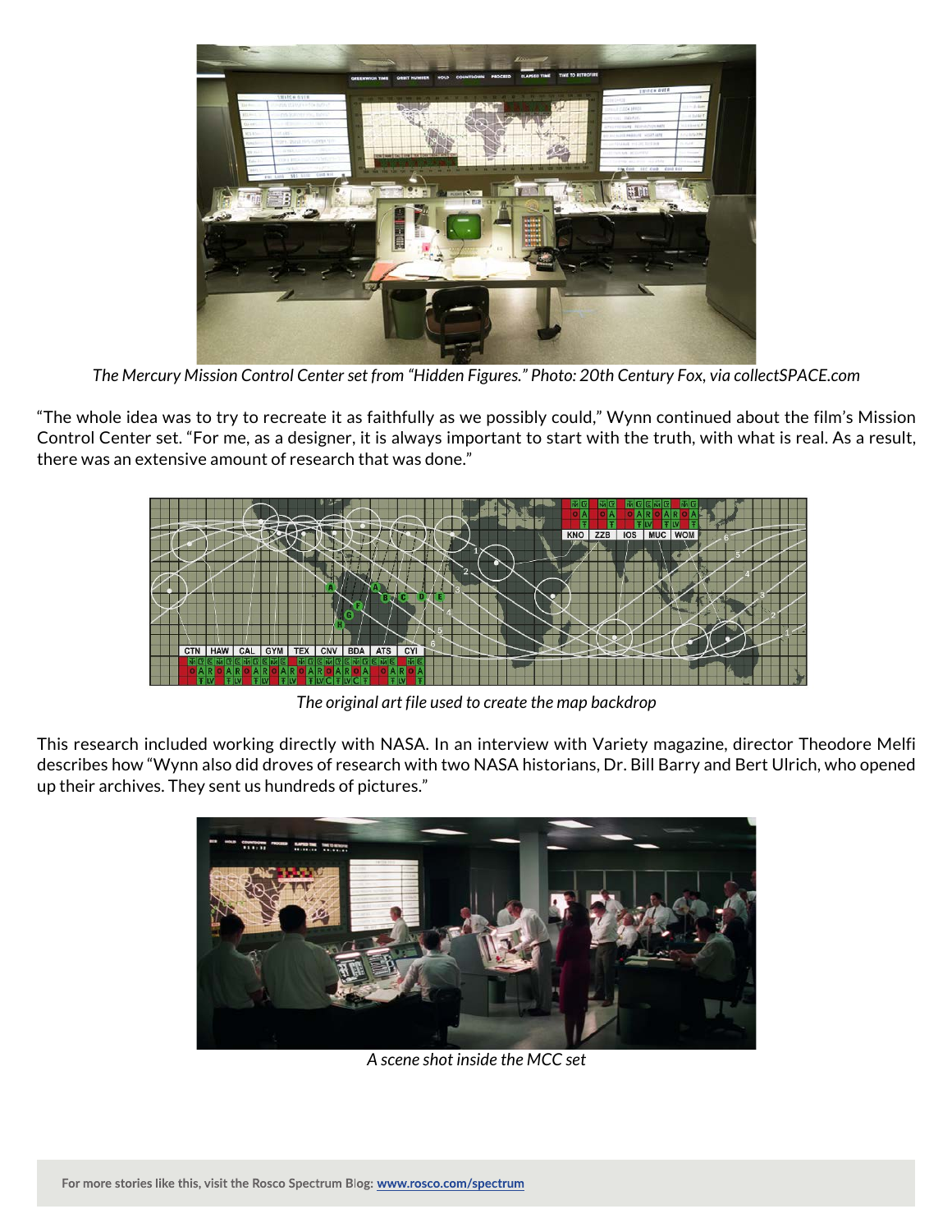*The Mercury Mission Control Center set from "Hidden Figures." Photo: 20th Century Fox, via collectSPACE.com*

"The whole idea was to try to recreate it as faithfully as we possibly could," Wynn continued about the film's Mission Control Center set. "For me, as a designer, it is always important to start with the truth, with what is real. As a result, there was an extensive amount of research that was done."

*The original art file used to create the map backdrop*

This research included working directly with NASA. In an interview with Variety magazine, director Theodore Melfi describes how "Wynn also did droves of research with two NASA historians, Dr. Bill Barry and Bert Ulrich, who opened up their archives. They sent us hundreds of pictures."

*A scene shot inside the MCC set*

For more stories like this, visit the Rosco Spectrum Blog: www.rosco.com/spectrum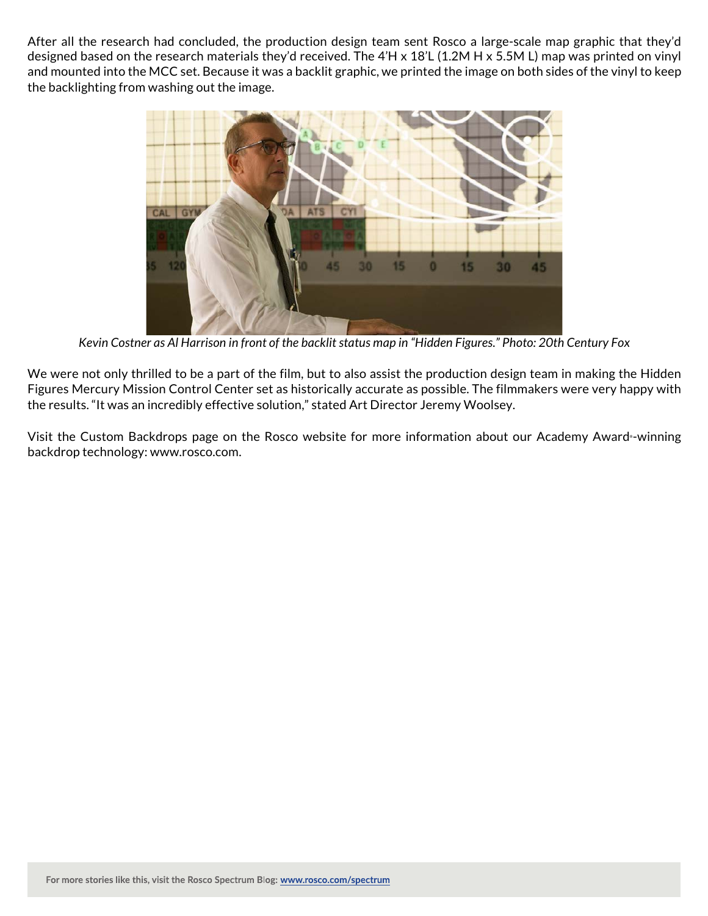After all the research had concluded, the production design team sent Rosco a large-scale map graphic that they'd designed based on the research materials they'd received. The 4'H x 18'L (1.2M H x 5.5M L) map was printed on vinyl and mounted into the MCC set. Because it was a backlit graphic, we printed the image on both sides of the vinyl to keep the backlighting from washing out the image.

*Kevin Costner as Al Harrison in front of the backlit status map in "Hidden Figures." Photo: 20th Century Fox*

We were not only thrilled to be a part of the film, but to also assist the production design team in making the Hidden Figures Mercury Mission Control Center set as historically accurate as possible. The filmmakers were very happy with the results. "It was an incredibly effective solution," stated Art Director Jeremy Woolsey.

Visit the Custom Backdrops page on the Rosco website for more information about our Academy Award®-winning backdrop technology: www.rosco.com.

**For more stories like this, visit the Rosco Spectrum Blog: [www.rosco.com/spectrum](www.rosco.com/spectrum)**